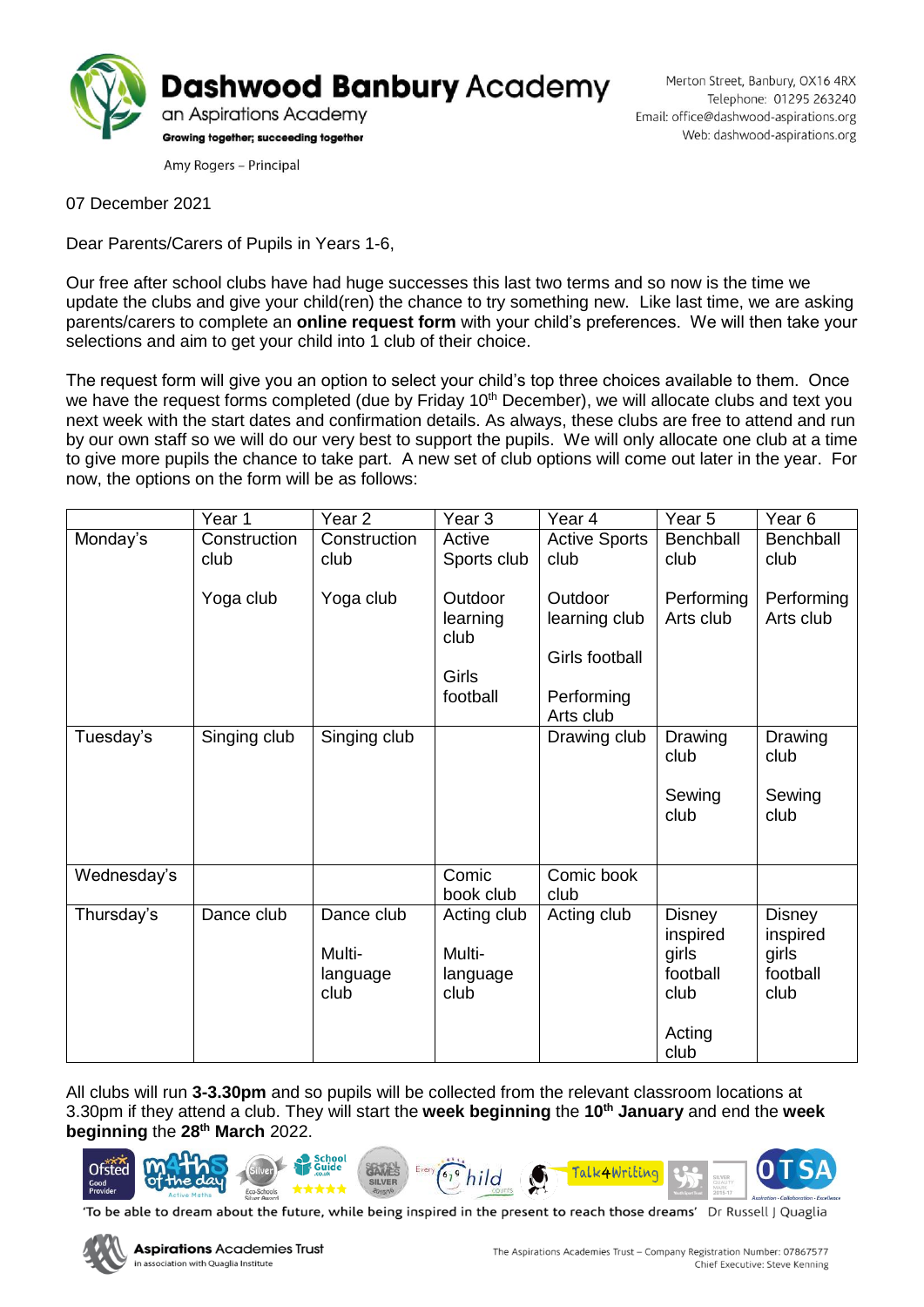**Dashwood Banbury Academy**
an Aspirations Academy
Growing together; succeeding together

Amy Rogers – Principal

Merton Street, Banbury, OX16 4RX
Telephone: 01295 263240
Email: office@dashwood-aspirations.org
Web: dashwood-aspirations.org

07 December 2021

Dear Parents/Carers of Pupils in Years 1-6,

Our free after school clubs have had huge successes this last two terms and so now is the time we update the clubs and give your child(ren) the chance to try something new. Like last time, we are asking parents/carers to complete an **online request form** with your child's preferences. We will then take your selections and aim to get your child into 1 club of their choice.

The request form will give you an option to select your child's top three choices available to them. Once we have the request forms completed (due by Friday 10th December), we will allocate clubs and text you next week with the start dates and confirmation details. As always, these clubs are free to attend and run by our own staff so we will do our very best to support the pupils. We will only allocate one club at a time to give more pupils the chance to take part. A new set of club options will come out later in the year. For now, the options on the form will be as follows:

| | Year 1 | Year 2 | Year 3 | Year 4 | Year 5 | Year 6 |
|---|---|---|---|---|---|---|
| Monday's | Construction club<br><br>Yoga club | Construction club<br><br>Yoga club | Active Sports club<br><br>Outdoor learning club<br><br>Girls football | Active Sports club<br><br>Outdoor learning club<br><br>Girls football<br><br>Performing Arts club | Benchball club<br><br>Performing Arts club | Benchball club<br><br>Performing Arts club |
| Tuesday's | Singing club | Singing club | | Drawing club | Drawing club<br><br>Sewing club | Drawing club<br><br>Sewing club |
| Wednesday's | | | Comic book club | Comic book club | | |
| Thursday's | Dance club | Dance club<br><br>Multi-language club | Acting club<br><br>Multi-language club | Acting club | Disney inspired girls football club<br><br>Acting club | Disney inspired girls football club |

All clubs will run **3-3.30pm** and so pupils will be collected from the relevant classroom locations at 3.30pm if they attend a club. They will start the **week beginning** the **10th January** and end the **week beginning** the **28th March** 2022.

'To be able to dream about the future, while being inspired in the present to reach those dreams' Dr Russell J Quaglia

Aspirations Academies Trust
in association with Quaglia Institute

The Aspirations Academies Trust – Company Registration Number: 07867577
Chief Executive: Steve Kenning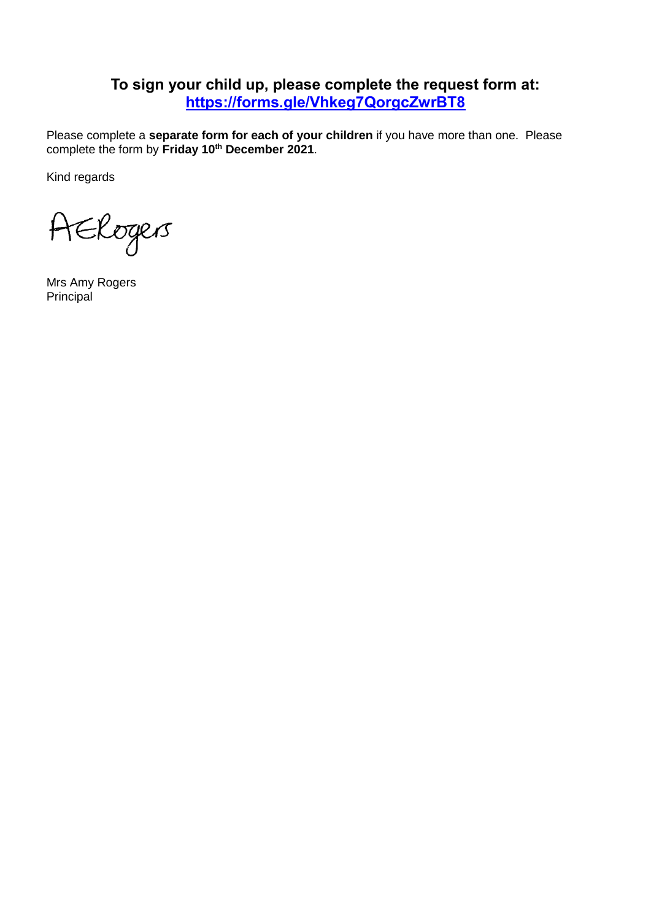### To sign your child up, please complete the request form at: https://forms.gle/Vhkeg7QorgcZwrBT8

Please complete a **separate form for each of your children** if you have more than one. Please complete the form by **Friday 10th December 2021**.

Kind regards

AERogers

Mrs Amy Rogers
Principal